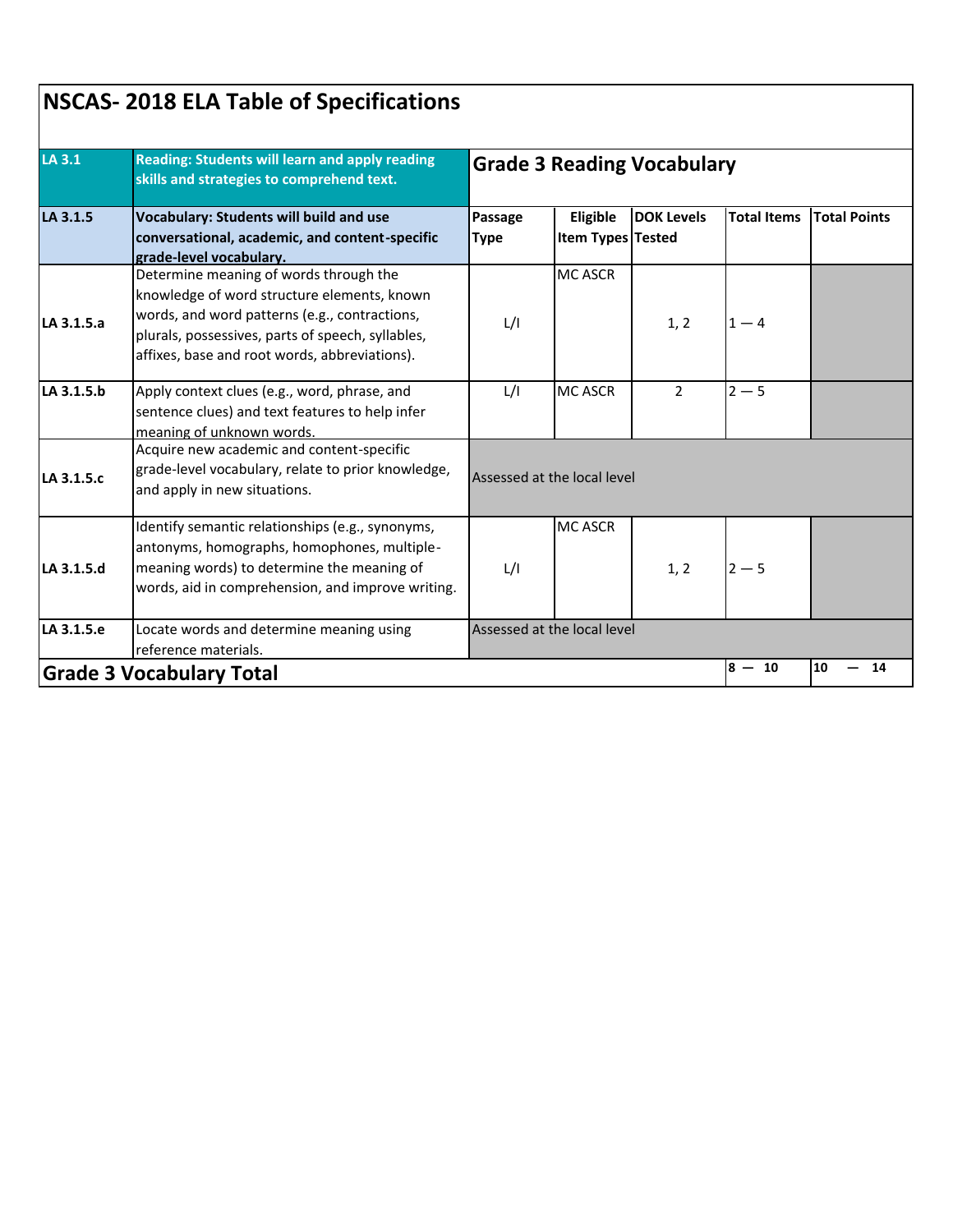# NSCAS- 2018 ELA Table of Specifications

| LA 3.1 | Reading: Students will learn and apply reading skills and strategies to comprehend text. | Grade 3 Reading Vocabulary | | | | |
|---|---|---|---|---|---|---|
| **LA 3.1.5** | **Vocabulary: Students will build and use conversational, academic, and content-specific grade-level vocabulary.** | **Passage Type** | **Eligible Item Types** | **DOK Levels Tested** | **Total Items** | **Total Points** |
| **LA 3.1.5.a** | Determine meaning of words through the knowledge of word structure elements, known words, and word patterns (e.g., contractions, plurals, possessives, parts of speech, syllables, affixes, base and root words, abbreviations). | L/I | MC ASCR | 1, 2 | 1 — 4 | |
| **LA 3.1.5.b** | Apply context clues (e.g., word, phrase, and sentence clues) and text features to help infer meaning of unknown words. | L/I | MC ASCR | 2 | 2 — 5 | |
| **LA 3.1.5.c** | Acquire new academic and content-specific grade-level vocabulary, relate to prior knowledge, and apply in new situations. | Assessed at the local level | | | | |
| **LA 3.1.5.d** | Identify semantic relationships (e.g., synonyms, antonyms, homographs, homophones, multiple-meaning words) to determine the meaning of words, aid in comprehension, and improve writing. | L/I | MC ASCR | 1, 2 | 2 — 5 | |
| **LA 3.1.5.e** | Locate words and determine meaning using reference materials. | Assessed at the local level | | | | |
| **Grade 3 Vocabulary Total** | | | | | **8 — 10** | **10 — 14** |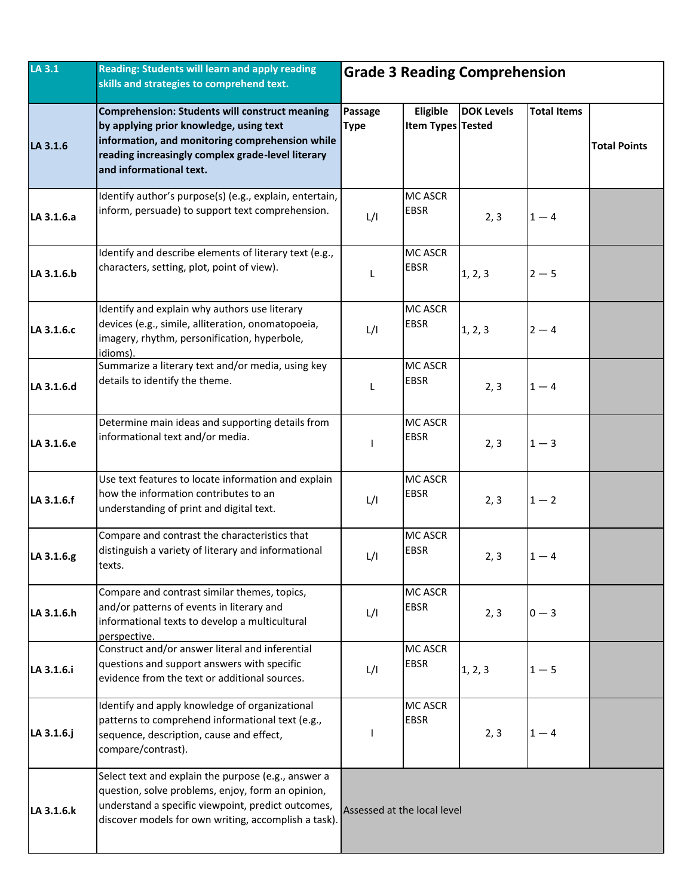| LA 3.1 | Reading: Students will learn and apply reading skills and strategies to comprehend text. | Grade 3 Reading Comprehension | | | | |
|---|---|---|---|---|---|---|
| LA 3.1.6 | **Comprehension: Students will construct meaning by applying prior knowledge, using text information, and monitoring comprehension while reading increasingly complex grade-level literary and informational text.** | **Passage Type** | **Eligible Item Types** | **DOK Levels Tested** | **Total Items** | **Total Points** |
| **LA 3.1.6.a** | Identify author's purpose(s) (e.g., explain, entertain, inform, persuade) to support text comprehension. | L/I | MC ASCR EBSR | 2, 3 | 1 — 4 | |
| **LA 3.1.6.b** | Identify and describe elements of literary text (e.g., characters, setting, plot, point of view). | L | MC ASCR EBSR | 1, 2, 3 | 2 — 5 | |
| **LA 3.1.6.c** | Identify and explain why authors use literary devices (e.g., simile, alliteration, onomatopoeia, imagery, rhythm, personification, hyperbole, idioms). | L/I | MC ASCR EBSR | 1, 2, 3 | 2 — 4 | |
| **LA 3.1.6.d** | Summarize a literary text and/or media, using key details to identify the theme. | L | MC ASCR EBSR | 2, 3 | 1 — 4 | |
| **LA 3.1.6.e** | Determine main ideas and supporting details from informational text and/or media. | I | MC ASCR EBSR | 2, 3 | 1 — 3 | |
| **LA 3.1.6.f** | Use text features to locate information and explain how the information contributes to an understanding of print and digital text. | L/I | MC ASCR EBSR | 2, 3 | 1 — 2 | |
| **LA 3.1.6.g** | Compare and contrast the characteristics that distinguish a variety of literary and informational texts. | L/I | MC ASCR EBSR | 2, 3 | 1 — 4 | |
| **LA 3.1.6.h** | Compare and contrast similar themes, topics, and/or patterns of events in literary and informational texts to develop a multicultural perspective. | L/I | MC ASCR EBSR | 2, 3 | 0 — 3 | |
| **LA 3.1.6.i** | Construct and/or answer literal and inferential questions and support answers with specific evidence from the text or additional sources. | L/I | MC ASCR EBSR | 1, 2, 3 | 1 — 5 | |
| **LA 3.1.6.j** | Identify and apply knowledge of organizational patterns to comprehend informational text (e.g., sequence, description, cause and effect, compare/contrast). | I | MC ASCR EBSR | 2, 3 | 1 — 4 | |
| **LA 3.1.6.k** | Select text and explain the purpose (e.g., answer a question, solve problems, enjoy, form an opinion, understand a specific viewpoint, predict outcomes, discover models for own writing, accomplish a task). | Assessed at the local level | | | | |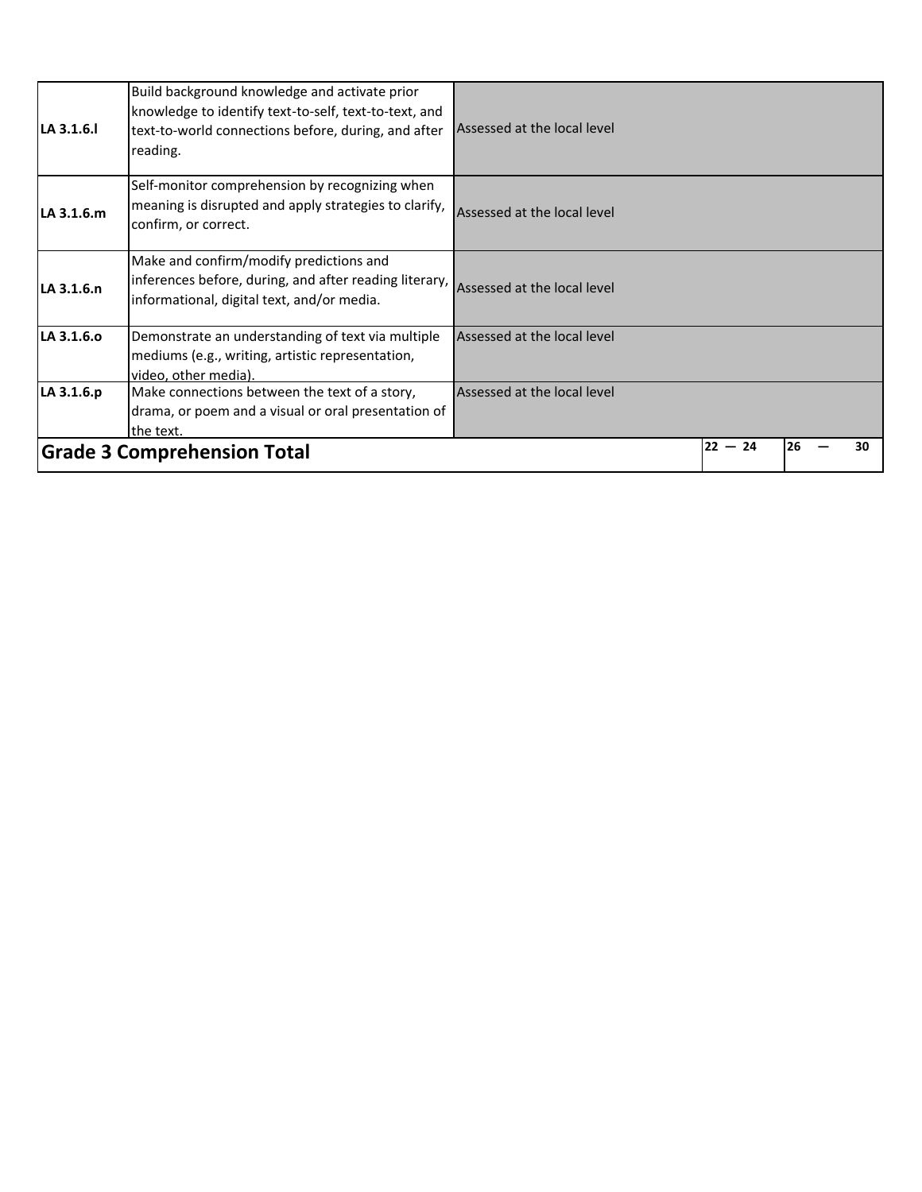| | | | | |
|---|---|---|---|---|
| **LA 3.1.6.l** | Build background knowledge and activate prior knowledge to identify text-to-self, text-to-text, and text-to-world connections before, during, and after reading. | Assessed at the local level | | |
| **LA 3.1.6.m** | Self-monitor comprehension by recognizing when meaning is disrupted and apply strategies to clarify, confirm, or correct. | Assessed at the local level | | |
| **LA 3.1.6.n** | Make and confirm/modify predictions and inferences before, during, and after reading literary, informational, digital text, and/or media. | Assessed at the local level | | |
| **LA 3.1.6.o** | Demonstrate an understanding of text via multiple mediums (e.g., writing, artistic representation, video, other media). | Assessed at the local level | | |
| **LA 3.1.6.p** | Make connections between the text of a story, drama, or poem and a visual or oral presentation of the text. | Assessed at the local level | | |
| **Grade 3 Comprehension Total** | | | **22 — 24** | **26 — 30** |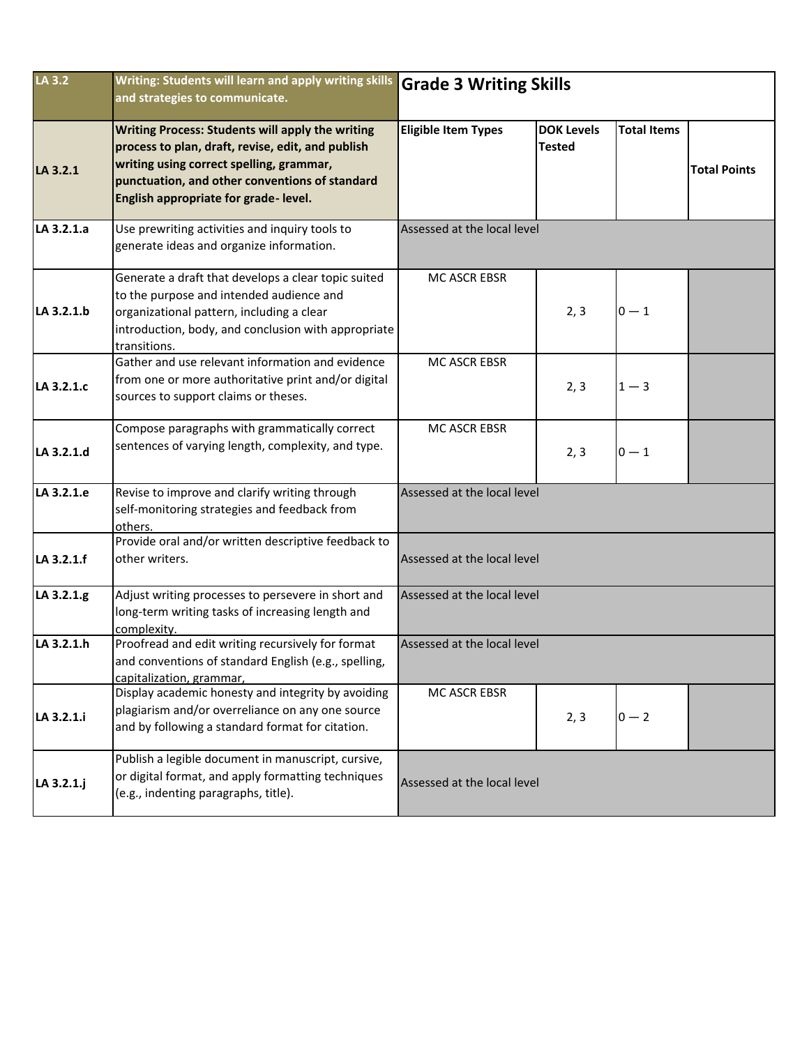| LA 3.2 | **Writing: Students will learn and apply writing skills and strategies to communicate.** | **Grade 3 Writing Skills** | | | |
|---|---|---|---|---|---|
| **LA 3.2.1** | **Writing Process: Students will apply the writing process to plan, draft, revise, edit, and publish writing using correct spelling, grammar, punctuation, and other conventions of standard English appropriate for grade- level.** | **Eligible Item Types** | **DOK Levels Tested** | **Total Items** | **Total Points** |
| **LA 3.2.1.a** | Use prewriting activities and inquiry tools to generate ideas and organize information. | Assessed at the local level | | | |
| **LA 3.2.1.b** | Generate a draft that develops a clear topic suited to the purpose and intended audience and organizational pattern, including a clear introduction, body, and conclusion with appropriate transitions. | MC ASCR EBSR | 2, 3 | 0 — 1 | |
| **LA 3.2.1.c** | Gather and use relevant information and evidence from one or more authoritative print and/or digital sources to support claims or theses. | MC ASCR EBSR | 2, 3 | 1 — 3 | |
| **LA 3.2.1.d** | Compose paragraphs with grammatically correct sentences of varying length, complexity, and type. | MC ASCR EBSR | 2, 3 | 0 — 1 | |
| **LA 3.2.1.e** | Revise to improve and clarify writing through self-monitoring strategies and feedback from others. | Assessed at the local level | | | |
| **LA 3.2.1.f** | Provide oral and/or written descriptive feedback to other writers. | Assessed at the local level | | | |
| **LA 3.2.1.g** | Adjust writing processes to persevere in short and long-term writing tasks of increasing length and complexity. | Assessed at the local level | | | |
| **LA 3.2.1.h** | Proofread and edit writing recursively for format and conventions of standard English (e.g., spelling, capitalization, grammar, | Assessed at the local level | | | |
| **LA 3.2.1.i** | Display academic honesty and integrity by avoiding plagiarism and/or overreliance on any one source and by following a standard format for citation. | MC ASCR EBSR | 2, 3 | 0 — 2 | |
| **LA 3.2.1.j** | Publish a legible document in manuscript, cursive, or digital format, and apply formatting techniques (e.g., indenting paragraphs, title). | Assessed at the local level | | | |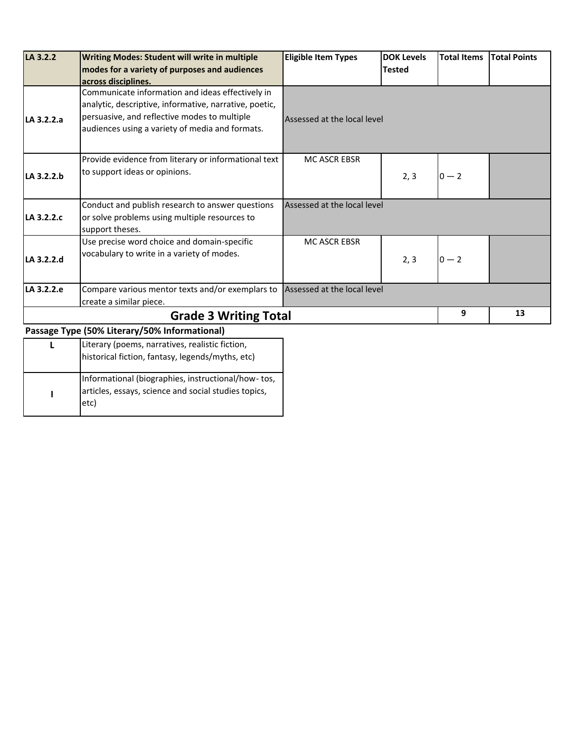| LA 3.2.2 | **Writing Modes: Student will write in multiple modes for a variety of purposes and audiences across disciplines.** | **Eligible Item Types** | **DOK Levels Tested** | **Total Items** | **Total Points** |
|---|---|---|---|---|---|
| **LA 3.2.2.a** | Communicate information and ideas effectively in analytic, descriptive, informative, narrative, poetic, persuasive, and reflective modes to multiple audiences using a variety of media and formats. | Assessed at the local level | | | |
| **LA 3.2.2.b** | Provide evidence from literary or informational text to support ideas or opinions. | MC ASCR EBSR | 2, 3 | 0 — 2 | |
| **LA 3.2.2.c** | Conduct and publish research to answer questions or solve problems using multiple resources to support theses. | Assessed at the local level | | | |
| **LA 3.2.2.d** | Use precise word choice and domain-specific vocabulary to write in a variety of modes. | MC ASCR EBSR | 2, 3 | 0 — 2 | |
| **LA 3.2.2.e** | Compare various mentor texts and/or exemplars to create a similar piece. | Assessed at the local level | | | |
| **Grade 3 Writing Total** | | | | **9** | **13** |

**Passage Type (50% Literary/50% Informational)**

| | |
|---|---|
| **L** | Literary (poems, narratives, realistic fiction, historical fiction, fantasy, legends/myths, etc) |
| **I** | Informational (biographies, instructional/how- tos, articles, essays, science and social studies topics, etc) |